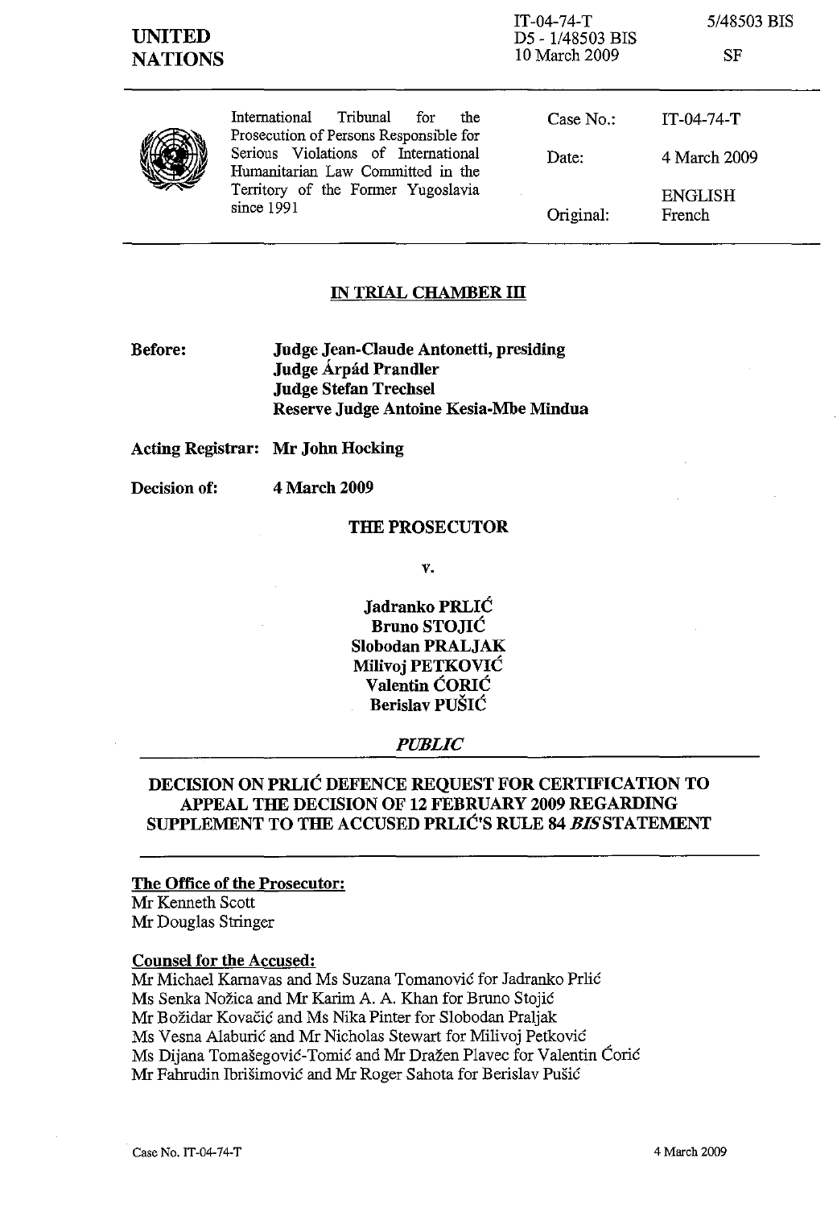UNITED NATIONS

IT-04-74-T
D5 - 1/48503 BIS
10 March 2009

5/48503 BIS

SF

International Tribunal for the Prosecution of Persons Responsible for Serious Violations of International Humanitarian Law Committed in the Territory of the Former Yugoslavia since 1991

| | |
|---|---|
| Case No.: | IT-04-74-T |
| Date: | 4 March 2009 |
| Original: | ENGLISH French |

**IN TRIAL CHAMBER III**

**Before:** **Judge Jean-Claude Antonetti, presiding**
**Judge Árpád Prandler**
**Judge Stefan Trechsel**
**Reserve Judge Antoine Kesia-Mbe Mindua**

**Acting Registrar:** **Mr John Hocking**

**Decision of:** **4 March 2009**

**THE PROSECUTOR**

**v.**

**Jadranko PRLIĆ**
**Bruno STOJIĆ**
**Slobodan PRALJAK**
**Milivoj PETKOVIĆ**
**Valentin ĆORIĆ**
**Berislav PUŠIĆ**

***PUBLIC***

**DECISION ON PRLIĆ DEFENCE REQUEST FOR CERTIFICATION TO APPEAL THE DECISION OF 12 FEBRUARY 2009 REGARDING SUPPLEMENT TO THE ACCUSED PRLIĆ'S RULE 84 *BIS* STATEMENT**

**The Office of the Prosecutor:**
Mr Kenneth Scott
Mr Douglas Stringer

**Counsel for the Accused:**
Mr Michael Karnavas and Ms Suzana Tomanović for Jadranko Prlić
Ms Senka Nožica and Mr Karim A. A. Khan for Bruno Stojić
Mr Božidar Kovačić and Ms Nika Pinter for Slobodan Praljak
Ms Vesna Alaburić and Mr Nicholas Stewart for Milivoj Petković
Ms Dijana Tomašegović-Tomić and Mr Dražen Plavec for Valentin Ćorić
Mr Fahrudin Ibrišimović and Mr Roger Sahota for Berislav Pušić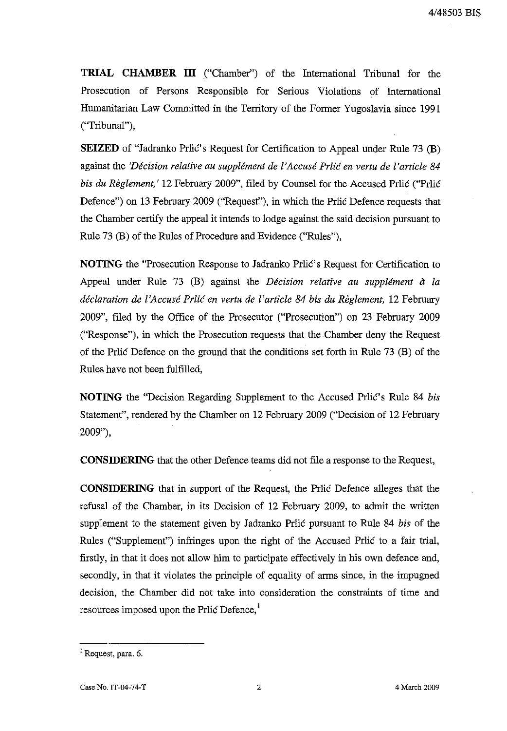**TRIAL CHAMBER III** ("Chamber") of the International Tribunal for the Prosecution of Persons Responsible for Serious Violations of International Humanitarian Law Committed in the Territory of the Former Yugoslavia since 1991 ("Tribunal"),

**SEIZED** of "Jadranko Prlić's Request for Certification to Appeal under Rule 73 (B) against the *'Décision relative au supplément de l'Accusé Prlić en vertu de l'article 84 bis du Règlement,'* 12 February 2009", filed by Counsel for the Accused Prlić ("Prlić Defence") on 13 February 2009 ("Request"), in which the Prlić Defence requests that the Chamber certify the appeal it intends to lodge against the said decision pursuant to Rule 73 (B) of the Rules of Procedure and Evidence ("Rules"),

**NOTING** the "Prosecution Response to Jadranko Prlić's Request for Certification to Appeal under Rule 73 (B) against the *Décision relative au supplément à la déclaration de l'Accusé Prlić en vertu de l'article 84 bis du Règlement,* 12 February 2009", filed by the Office of the Prosecutor ("Prosecution") on 23 February 2009 ("Response"), in which the Prosecution requests that the Chamber deny the Request of the Prlić Defence on the ground that the conditions set forth in Rule 73 (B) of the Rules have not been fulfilled,

**NOTING** the "Decision Regarding Supplement to the Accused Prlić's Rule 84 *bis* Statement", rendered by the Chamber on 12 February 2009 ("Decision of 12 February 2009"),

**CONSIDERING** that the other Defence teams did not file a response to the Request,

**CONSIDERING** that in support of the Request, the Prlić Defence alleges that the refusal of the Chamber, in its Decision of 12 February 2009, to admit the written supplement to the statement given by Jadranko Prlić pursuant to Rule 84 *bis* of the Rules ("Supplement") infringes upon the right of the Accused Prlić to a fair trial, firstly, in that it does not allow him to participate effectively in his own defence and, secondly, in that it violates the principle of equality of arms since, in the impugned decision, the Chamber did not take into consideration the constraints of time and resources imposed upon the Prlić Defence,[1]

---

[1] Request, para. 6.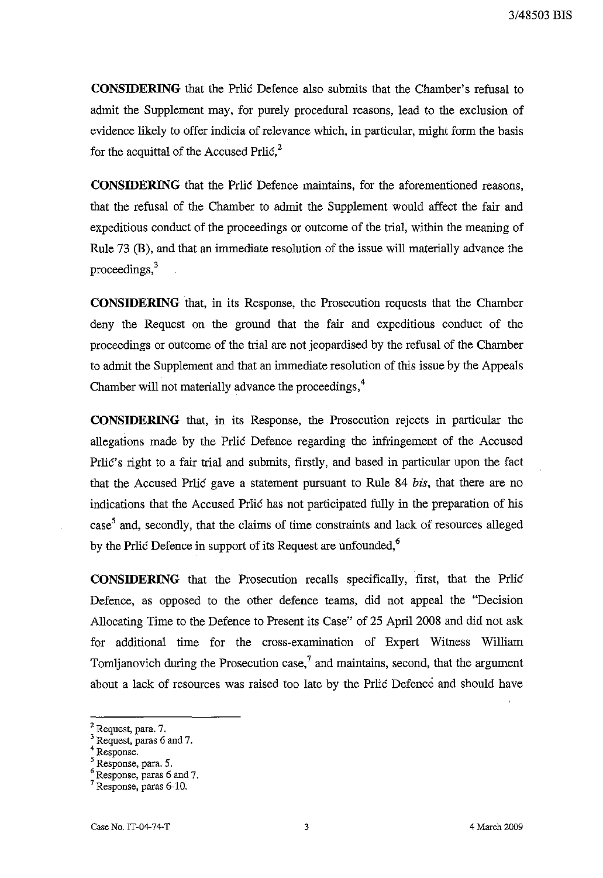**CONSIDERING** that the Prlić Defence also submits that the Chamber's refusal to admit the Supplement may, for purely procedural reasons, lead to the exclusion of evidence likely to offer indicia of relevance which, in particular, might form the basis for the acquittal of the Accused Prlić,[2]

**CONSIDERING** that the Prlić Defence maintains, for the aforementioned reasons, that the refusal of the Chamber to admit the Supplement would affect the fair and expeditious conduct of the proceedings or outcome of the trial, within the meaning of Rule 73 (B), and that an immediate resolution of the issue will materially advance the proceedings,[3]

**CONSIDERING** that, in its Response, the Prosecution requests that the Chamber deny the Request on the ground that the fair and expeditious conduct of the proceedings or outcome of the trial are not jeopardised by the refusal of the Chamber to admit the Supplement and that an immediate resolution of this issue by the Appeals Chamber will not materially advance the proceedings,[4]

**CONSIDERING** that, in its Response, the Prosecution rejects in particular the allegations made by the Prlić Defence regarding the infringement of the Accused Prlić's right to a fair trial and submits, firstly, and based in particular upon the fact that the Accused Prlić gave a statement pursuant to Rule 84 *bis*, that there are no indications that the Accused Prlić has not participated fully in the preparation of his case[5] and, secondly, that the claims of time constraints and lack of resources alleged by the Prlić Defence in support of its Request are unfounded,[6]

**CONSIDERING** that the Prosecution recalls specifically, first, that the Prlić Defence, as opposed to the other defence teams, did not appeal the "Decision Allocating Time to the Defence to Present its Case" of 25 April 2008 and did not ask for additional time for the cross-examination of Expert Witness William Tomljanovich during the Prosecution case,[7] and maintains, second, that the argument about a lack of resources was raised too late by the Prlić Defence and should have

---

[2] Request, para. 7.
[3] Request, paras 6 and 7.
[4] Response.
[5] Response, para. 5.
[6] Response, paras 6 and 7.
[7] Response, paras 6-10.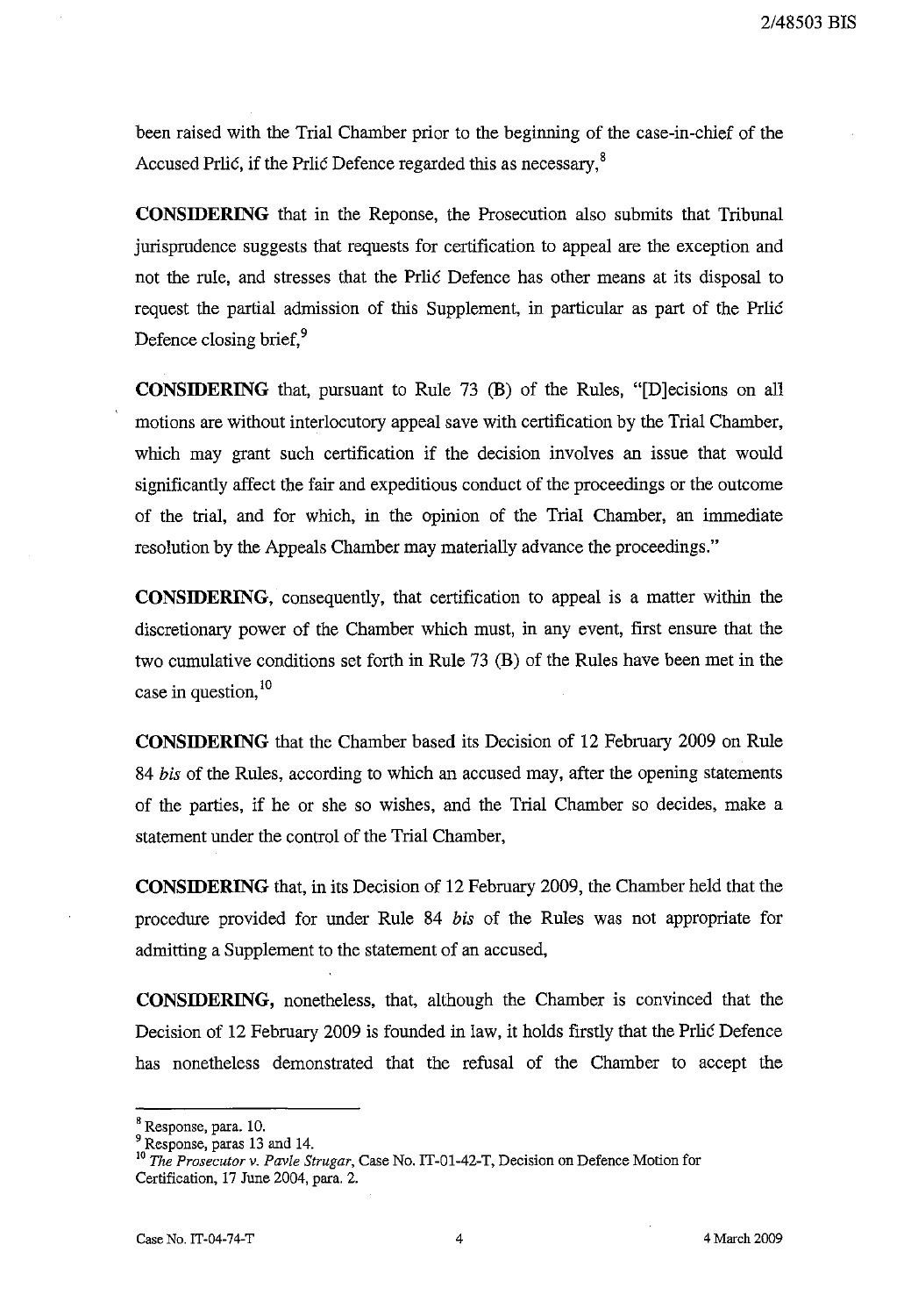been raised with the Trial Chamber prior to the beginning of the case-in-chief of the Accused Prlić, if the Prlić Defence regarded this as necessary,[8]

**CONSIDERING** that in the Reponse, the Prosecution also submits that Tribunal jurisprudence suggests that requests for certification to appeal are the exception and not the rule, and stresses that the Prlić Defence has other means at its disposal to request the partial admission of this Supplement, in particular as part of the Prlić Defence closing brief,[9]

**CONSIDERING** that, pursuant to Rule 73 (B) of the Rules, "[D]ecisions on all motions are without interlocutory appeal save with certification by the Trial Chamber, which may grant such certification if the decision involves an issue that would significantly affect the fair and expeditious conduct of the proceedings or the outcome of the trial, and for which, in the opinion of the Trial Chamber, an immediate resolution by the Appeals Chamber may materially advance the proceedings."

**CONSIDERING**, consequently, that certification to appeal is a matter within the discretionary power of the Chamber which must, in any event, first ensure that the two cumulative conditions set forth in Rule 73 (B) of the Rules have been met in the case in question,[10]

**CONSIDERING** that the Chamber based its Decision of 12 February 2009 on Rule 84 *bis* of the Rules, according to which an accused may, after the opening statements of the parties, if he or she so wishes, and the Trial Chamber so decides, make a statement under the control of the Trial Chamber,

**CONSIDERING** that, in its Decision of 12 February 2009, the Chamber held that the procedure provided for under Rule 84 *bis* of the Rules was not appropriate for admitting a Supplement to the statement of an accused,

**CONSIDERING,** nonetheless, that, although the Chamber is convinced that the Decision of 12 February 2009 is founded in law, it holds firstly that the Prlić Defence has nonetheless demonstrated that the refusal of the Chamber to accept the

---

[8] Response, para. 10.

[9] Response, paras 13 and 14.

[10] *The Prosecutor v. Pavle Strugar*, Case No. IT-01-42-T, Decision on Defence Motion for Certification, 17 June 2004, para. 2.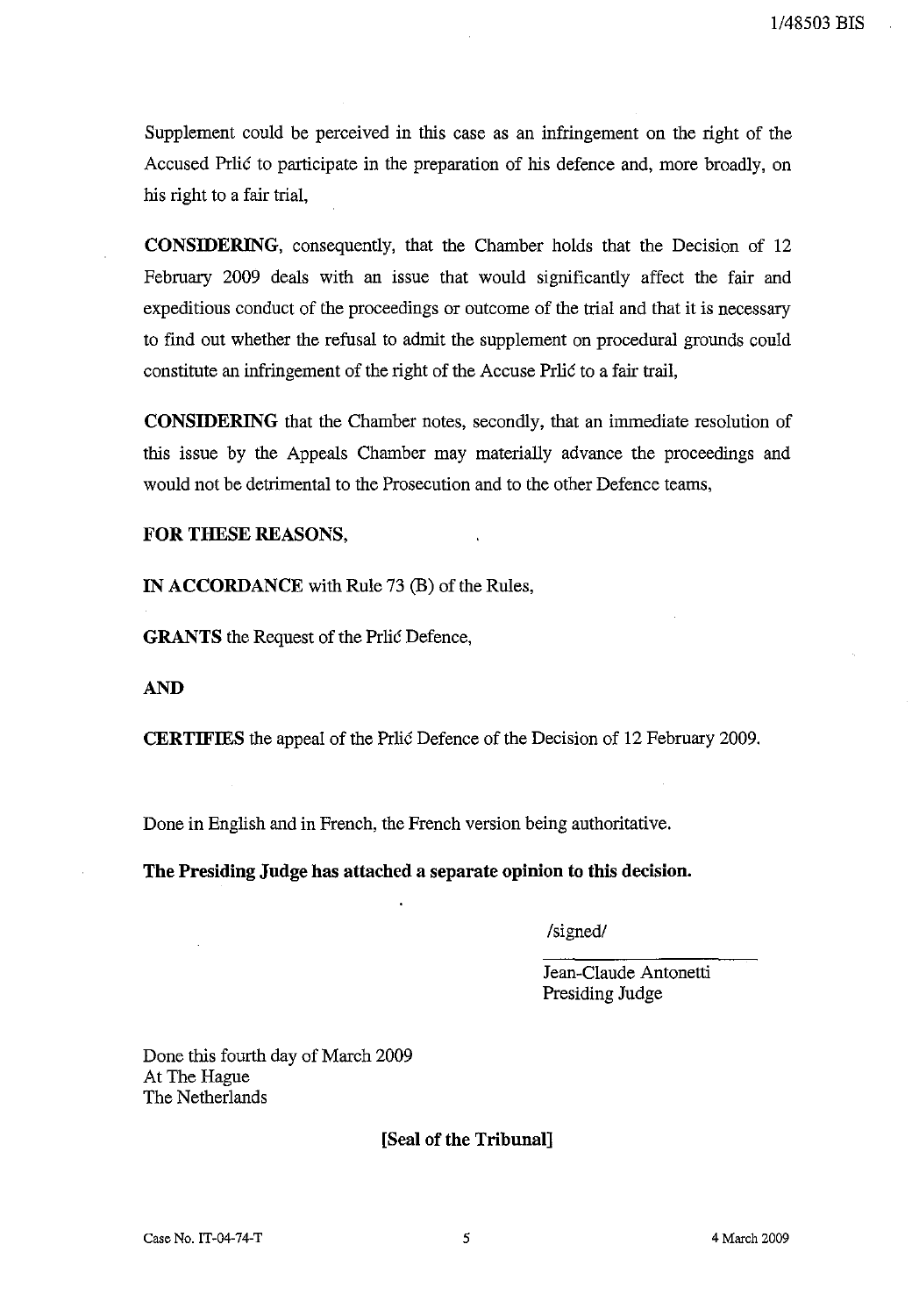Supplement could be perceived in this case as an infringement on the right of the Accused Prlić to participate in the preparation of his defence and, more broadly, on his right to a fair trial,

**CONSIDERING**, consequently, that the Chamber holds that the Decision of 12 February 2009 deals with an issue that would significantly affect the fair and expeditious conduct of the proceedings or outcome of the trial and that it is necessary to find out whether the refusal to admit the supplement on procedural grounds could constitute an infringement of the right of the Accuse Prlić to a fair trail,

**CONSIDERING** that the Chamber notes, secondly, that an immediate resolution of this issue by the Appeals Chamber may materially advance the proceedings and would not be detrimental to the Prosecution and to the other Defence teams,

**FOR THESE REASONS,**

**IN ACCORDANCE** with Rule 73 (B) of the Rules,

**GRANTS** the Request of the Prlić Defence,

**AND**

**CERTIFIES** the appeal of the Prlić Defence of the Decision of 12 February 2009.

Done in English and in French, the French version being authoritative.

**The Presiding Judge has attached a separate opinion to this decision.**

/signed/

Jean-Claude Antonetti
Presiding Judge

Done this fourth day of March 2009
At The Hague
The Netherlands

**[Seal of the Tribunal]**